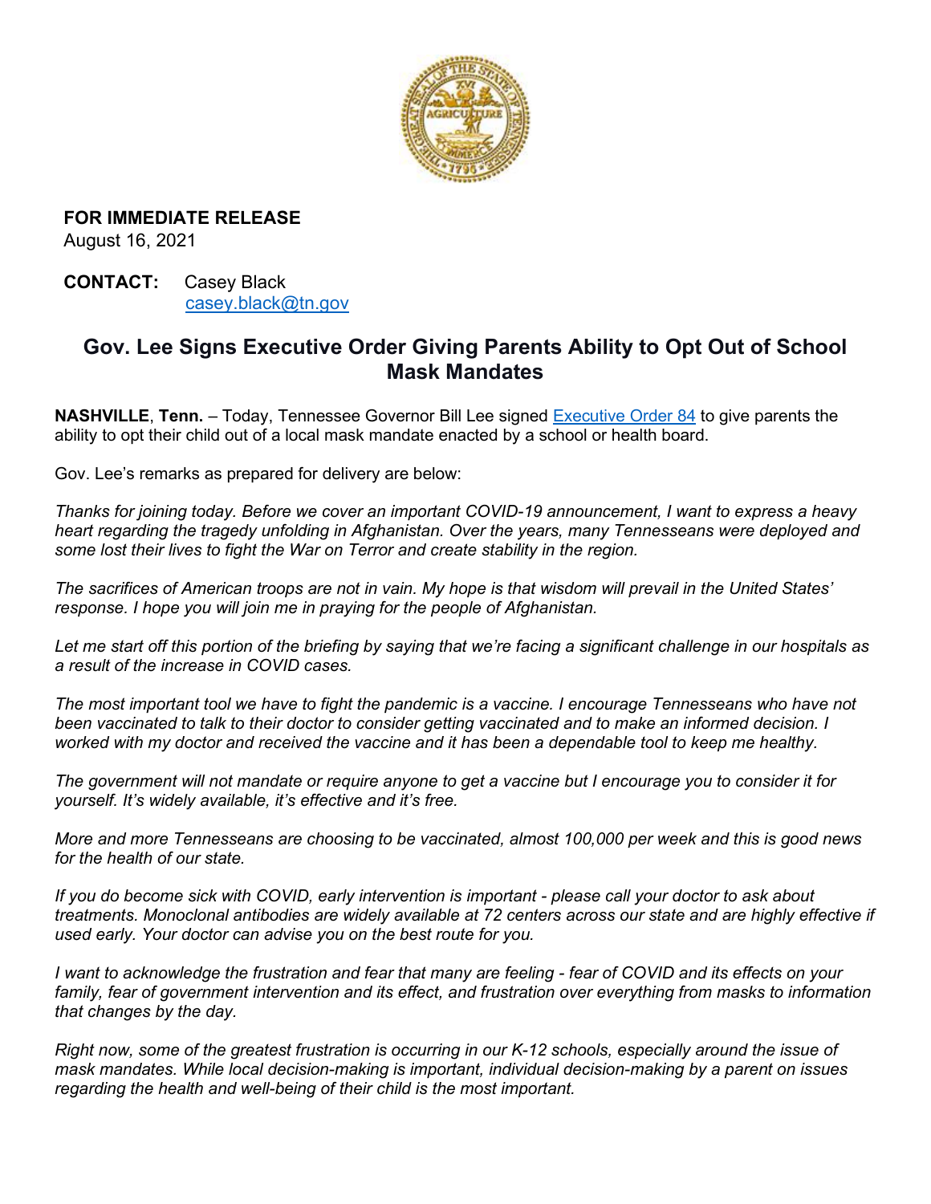**FOR IMMEDIATE RELEASE**
August 16, 2021

**CONTACT:** Casey Black
casey.black@tn.gov

# Gov. Lee Signs Executive Order Giving Parents Ability to Opt Out of School Mask Mandates

**NASHVILLE**, **Tenn.** – Today, Tennessee Governor Bill Lee signed Executive Order 84 to give parents the ability to opt their child out of a local mask mandate enacted by a school or health board.

Gov. Lee's remarks as prepared for delivery are below:

*Thanks for joining today. Before we cover an important COVID-19 announcement, I want to express a heavy heart regarding the tragedy unfolding in Afghanistan. Over the years, many Tennesseans were deployed and some lost their lives to fight the War on Terror and create stability in the region.*

*The sacrifices of American troops are not in vain. My hope is that wisdom will prevail in the United States' response. I hope you will join me in praying for the people of Afghanistan.*

*Let me start off this portion of the briefing by saying that we're facing a significant challenge in our hospitals as a result of the increase in COVID cases.*

*The most important tool we have to fight the pandemic is a vaccine. I encourage Tennesseans who have not been vaccinated to talk to their doctor to consider getting vaccinated and to make an informed decision. I worked with my doctor and received the vaccine and it has been a dependable tool to keep me healthy.*

*The government will not mandate or require anyone to get a vaccine but I encourage you to consider it for yourself. It's widely available, it's effective and it's free.*

*More and more Tennesseans are choosing to be vaccinated, almost 100,000 per week and this is good news for the health of our state.*

*If you do become sick with COVID, early intervention is important - please call your doctor to ask about treatments. Monoclonal antibodies are widely available at 72 centers across our state and are highly effective if used early. Your doctor can advise you on the best route for you.*

*I want to acknowledge the frustration and fear that many are feeling - fear of COVID and its effects on your family, fear of government intervention and its effect, and frustration over everything from masks to information that changes by the day.*

*Right now, some of the greatest frustration is occurring in our K-12 schools, especially around the issue of mask mandates. While local decision-making is important, individual decision-making by a parent on issues regarding the health and well-being of their child is the most important.*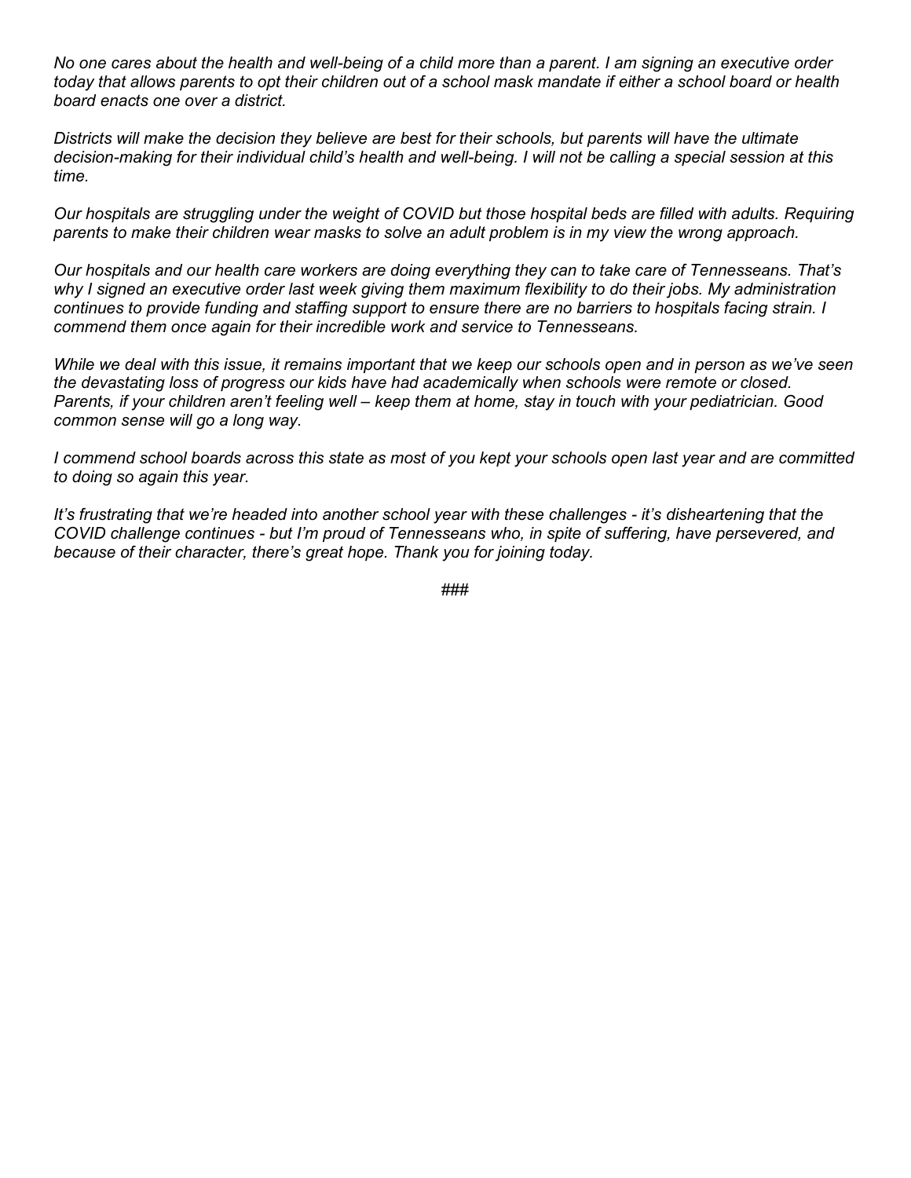*No one cares about the health and well-being of a child more than a parent. I am signing an executive order today that allows parents to opt their children out of a school mask mandate if either a school board or health board enacts one over a district.*

*Districts will make the decision they believe are best for their schools, but parents will have the ultimate decision-making for their individual child's health and well-being. I will not be calling a special session at this time.*

*Our hospitals are struggling under the weight of COVID but those hospital beds are filled with adults. Requiring parents to make their children wear masks to solve an adult problem is in my view the wrong approach.*

*Our hospitals and our health care workers are doing everything they can to take care of Tennesseans. That's why I signed an executive order last week giving them maximum flexibility to do their jobs. My administration continues to provide funding and staffing support to ensure there are no barriers to hospitals facing strain. I commend them once again for their incredible work and service to Tennesseans.*

*While we deal with this issue, it remains important that we keep our schools open and in person as we've seen the devastating loss of progress our kids have had academically when schools were remote or closed. Parents, if your children aren't feeling well – keep them at home, stay in touch with your pediatrician. Good common sense will go a long way.*

*I commend school boards across this state as most of you kept your schools open last year and are committed to doing so again this year.*

*It's frustrating that we're headed into another school year with these challenges - it's disheartening that the COVID challenge continues - but I'm proud of Tennesseans who, in spite of suffering, have persevered, and because of their character, there's great hope. Thank you for joining today.*

###